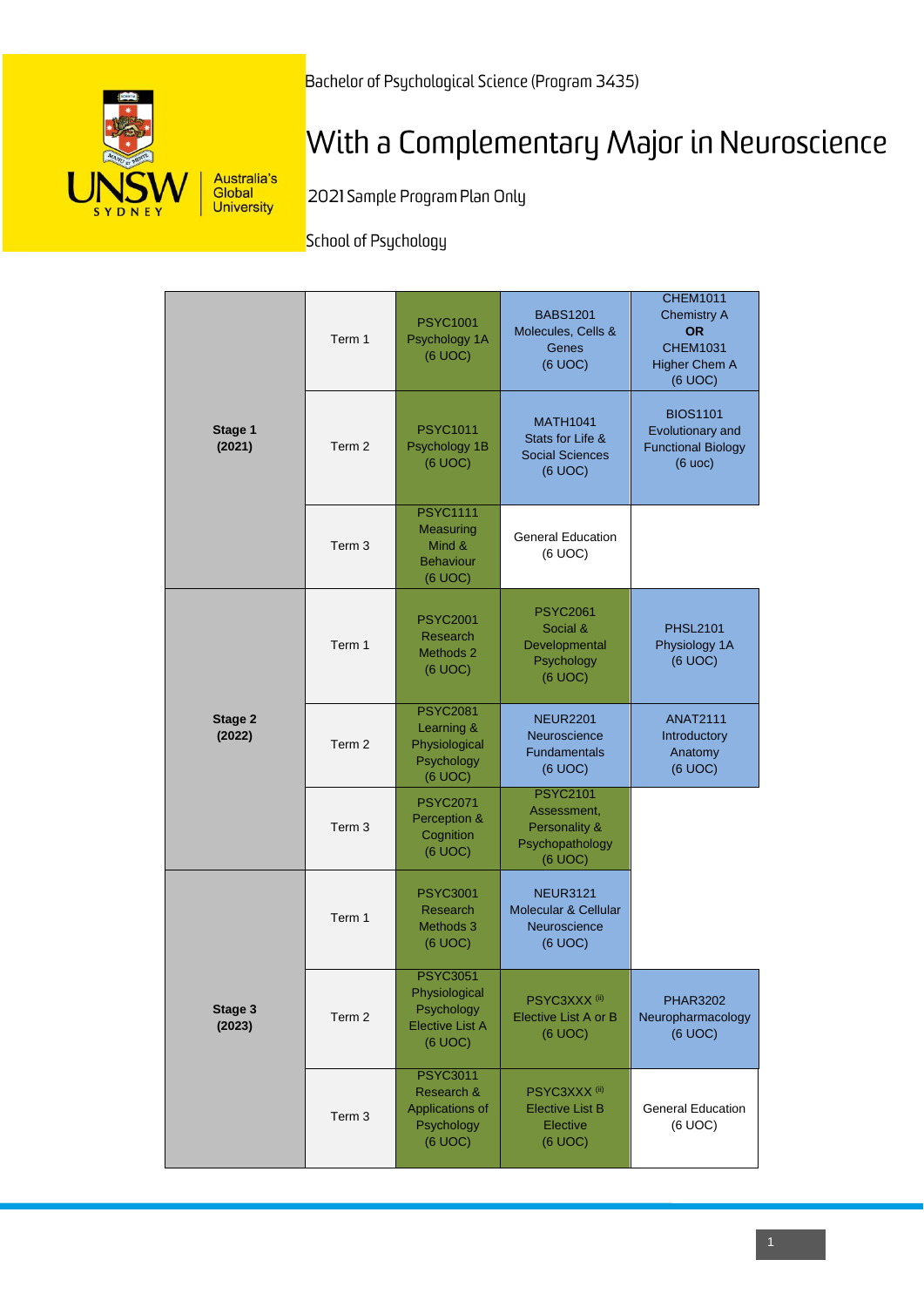Bachelor of Psychological Science (Program 3435)

# With a Complementary Major in Neuroscience

2021 Sample Program Plan Only

School of Psychology

| Stage | Term | | | |
|---|---|---|---|---|
| **Stage 1 (2021)** | Term 1 | PSYC1001 Psychology 1A (6 UOC) | BABS1201 Molecules, Cells & Genes (6 UOC) | CHEM1011 Chemistry A **OR** CHEM1031 Higher Chem A (6 UOC) |
| | Term 2 | PSYC1011 Psychology 1B (6 UOC) | MATH1041 Stats for Life & Social Sciences (6 UOC) | BIOS1101 Evolutionary and Functional Biology (6 uoc) |
| | Term 3 | PSYC1111 Measuring Mind & Behaviour (6 UOC) | General Education (6 UOC) | |
| **Stage 2 (2022)** | Term 1 | PSYC2001 Research Methods 2 (6 UOC) | PSYC2061 Social & Developmental Psychology (6 UOC) | PHSL2101 Physiology 1A (6 UOC) |
| | Term 2 | PSYC2081 Learning & Physiological Psychology (6 UOC) | NEUR2201 Neuroscience Fundamentals (6 UOC) | ANAT2111 Introductory Anatomy (6 UOC) |
| | Term 3 | PSYC2071 Perception & Cognition (6 UOC) | PSYC2101 Assessment, Personality & Psychopathology (6 UOC) | |
| **Stage 3 (2023)** | Term 1 | PSYC3001 Research Methods 3 (6 UOC) | NEUR3121 Molecular & Cellular Neuroscience (6 UOC) | |
| | Term 2 | PSYC3051 Physiological Psychology Elective List A (6 UOC) | PSYC3XXX (ii) Elective List A or B (6 UOC) | PHAR3202 Neuropharmacology (6 UOC) |
| | Term 3 | PSYC3011 Research & Applications of Psychology (6 UOC) | PSYC3XXX (ii) Elective List B Elective (6 UOC) | General Education (6 UOC) |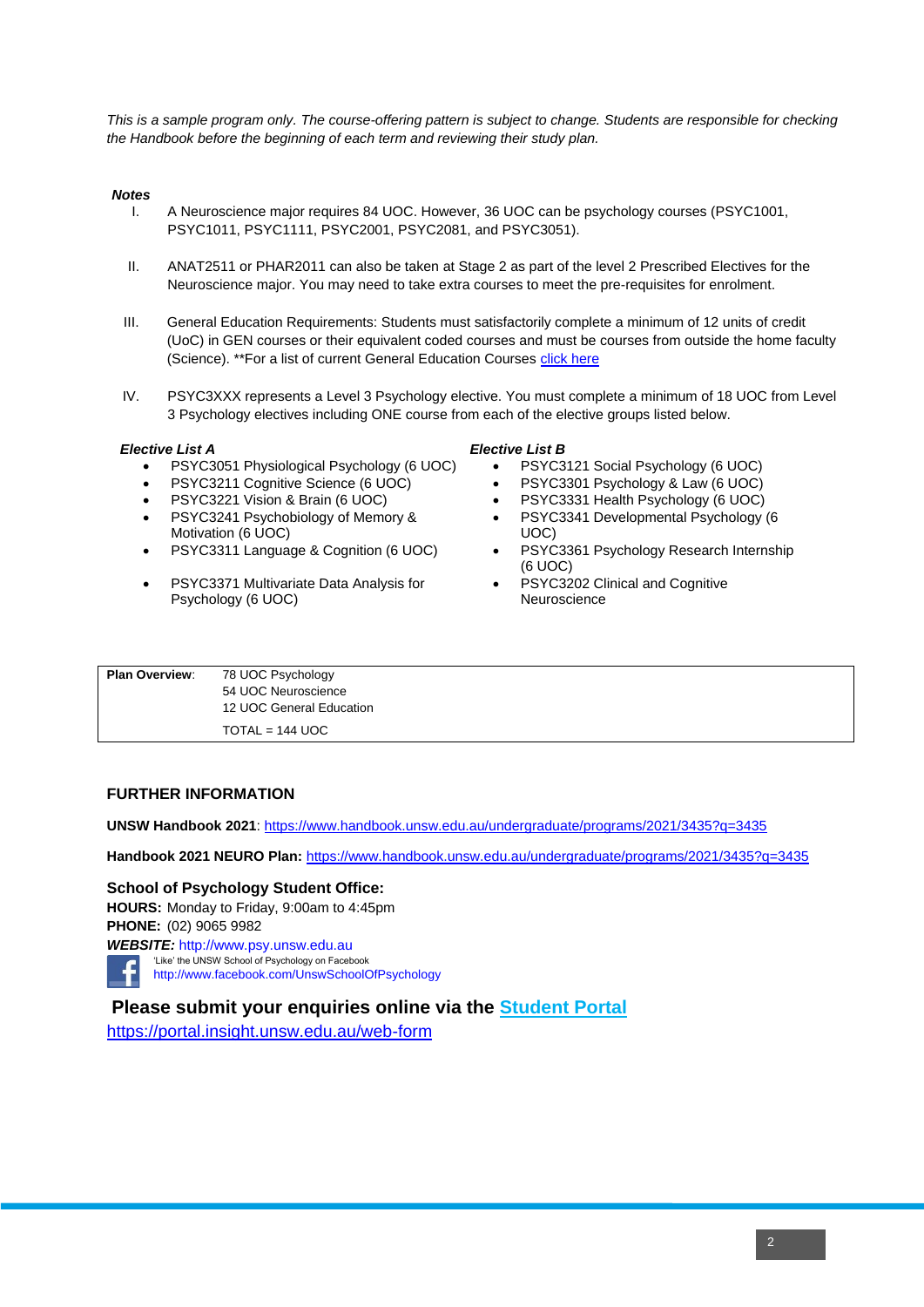*This is a sample program only. The course-offering pattern is subject to change. Students are responsible for checking the Handbook before the beginning of each term and reviewing their study plan.*

***Notes***

I. A Neuroscience major requires 84 UOC. However, 36 UOC can be psychology courses (PSYC1001, PSYC1011, PSYC1111, PSYC2001, PSYC2081, and PSYC3051).

II. ANAT2511 or PHAR2011 can also be taken at Stage 2 as part of the level 2 Prescribed Electives for the Neuroscience major. You may need to take extra courses to meet the pre-requisites for enrolment.

III. General Education Requirements: Students must satisfactorily complete a minimum of 12 units of credit (UoC) in GEN courses or their equivalent coded courses and must be courses from outside the home faculty (Science). **For a list of current General Education Courses click here

IV. PSYC3XXX represents a Level 3 Psychology elective. You must complete a minimum of 18 UOC from Level 3 Psychology electives including ONE course from each of the elective groups listed below.

***Elective List A***

- PSYC3051 Physiological Psychology (6 UOC)
- PSYC3211 Cognitive Science (6 UOC)
- PSYC3221 Vision & Brain (6 UOC)
- PSYC3241 Psychobiology of Memory & Motivation (6 UOC)
- PSYC3311 Language & Cognition (6 UOC)
- PSYC3371 Multivariate Data Analysis for Psychology (6 UOC)

***Elective List B***

- PSYC3121 Social Psychology (6 UOC)
- PSYC3301 Psychology & Law (6 UOC)
- PSYC3331 Health Psychology (6 UOC)
- PSYC3341 Developmental Psychology (6 UOC)
- PSYC3361 Psychology Research Internship (6 UOC)
- PSYC3202 Clinical and Cognitive Neuroscience

| | |
|---|---|
| **Plan Overview**: | 78 UOC Psychology<br>54 UOC Neuroscience<br>12 UOC General Education<br>TOTAL = 144 UOC |

## FURTHER INFORMATION

**UNSW Handbook 2021**: https://www.handbook.unsw.edu.au/undergraduate/programs/2021/3435?q=3435

**Handbook 2021 NEURO Plan:** https://www.handbook.unsw.edu.au/undergraduate/programs/2021/3435?q=3435

### School of Psychology Student Office:

**HOURS:** Monday to Friday, 9:00am to 4:45pm
**PHONE:** (02) 9065 9982
***WEBSITE:*** http://www.psy.unsw.edu.au

'Like' the UNSW School of Psychology on Facebook
http://www.facebook.com/UnswSchoolOfPsychology

### Please submit your enquiries online via the Student Portal

https://portal.insight.unsw.edu.au/web-form